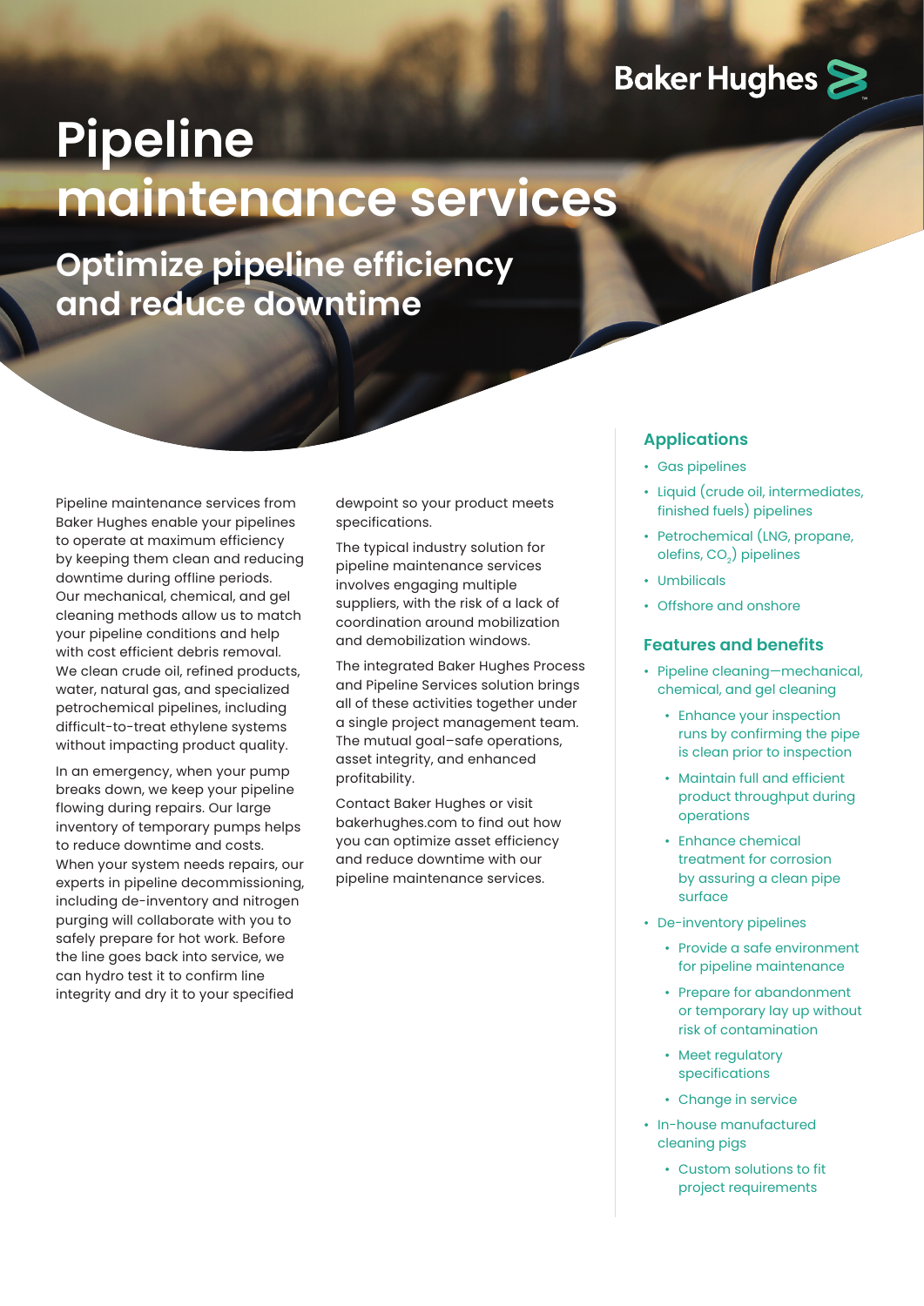Baker Hughes

# Pipeline maintenance services

## Optimize pipeline efficiency and reduce downtime

Pipeline maintenance services from Baker Hughes enable your pipelines to operate at maximum efficiency by keeping them clean and reducing downtime during offline periods. Our mechanical, chemical, and gel cleaning methods allow us to match your pipeline conditions and help with cost efficient debris removal. We clean crude oil, refined products, water, natural gas, and specialized petrochemical pipelines, including difficult-to-treat ethylene systems without impacting product quality.

In an emergency, when your pump breaks down, we keep your pipeline flowing during repairs. Our large inventory of temporary pumps helps to reduce downtime and costs. When your system needs repairs, our experts in pipeline decommissioning, including de-inventory and nitrogen purging will collaborate with you to safely prepare for hot work. Before the line goes back into service, we can hydro test it to confirm line integrity and dry it to your specified dewpoint so your product meets specifications.

The typical industry solution for pipeline maintenance services involves engaging multiple suppliers, with the risk of a lack of coordination around mobilization and demobilization windows.

The integrated Baker Hughes Process and Pipeline Services solution brings all of these activities together under a single project management team. The mutual goal–safe operations, asset integrity, and enhanced profitability.

Contact Baker Hughes or visit bakerhughes.com to find out how you can optimize asset efficiency and reduce downtime with our pipeline maintenance services.

### Applications

- Gas pipelines
- Liquid (crude oil, intermediates, finished fuels) pipelines
- Petrochemical (LNG, propane, olefins, $CO_2$) pipelines
- Umbilicals
- Offshore and onshore

### Features and benefits

- Pipeline cleaning—mechanical, chemical, and gel cleaning
  - Enhance your inspection runs by confirming the pipe is clean prior to inspection
  - Maintain full and efficient product throughput during operations
  - Enhance chemical treatment for corrosion by assuring a clean pipe surface
- De-inventory pipelines
  - Provide a safe environment for pipeline maintenance
  - Prepare for abandonment or temporary lay up without risk of contamination
  - Meet regulatory specifications
  - Change in service
- In-house manufactured cleaning pigs
  - Custom solutions to fit project requirements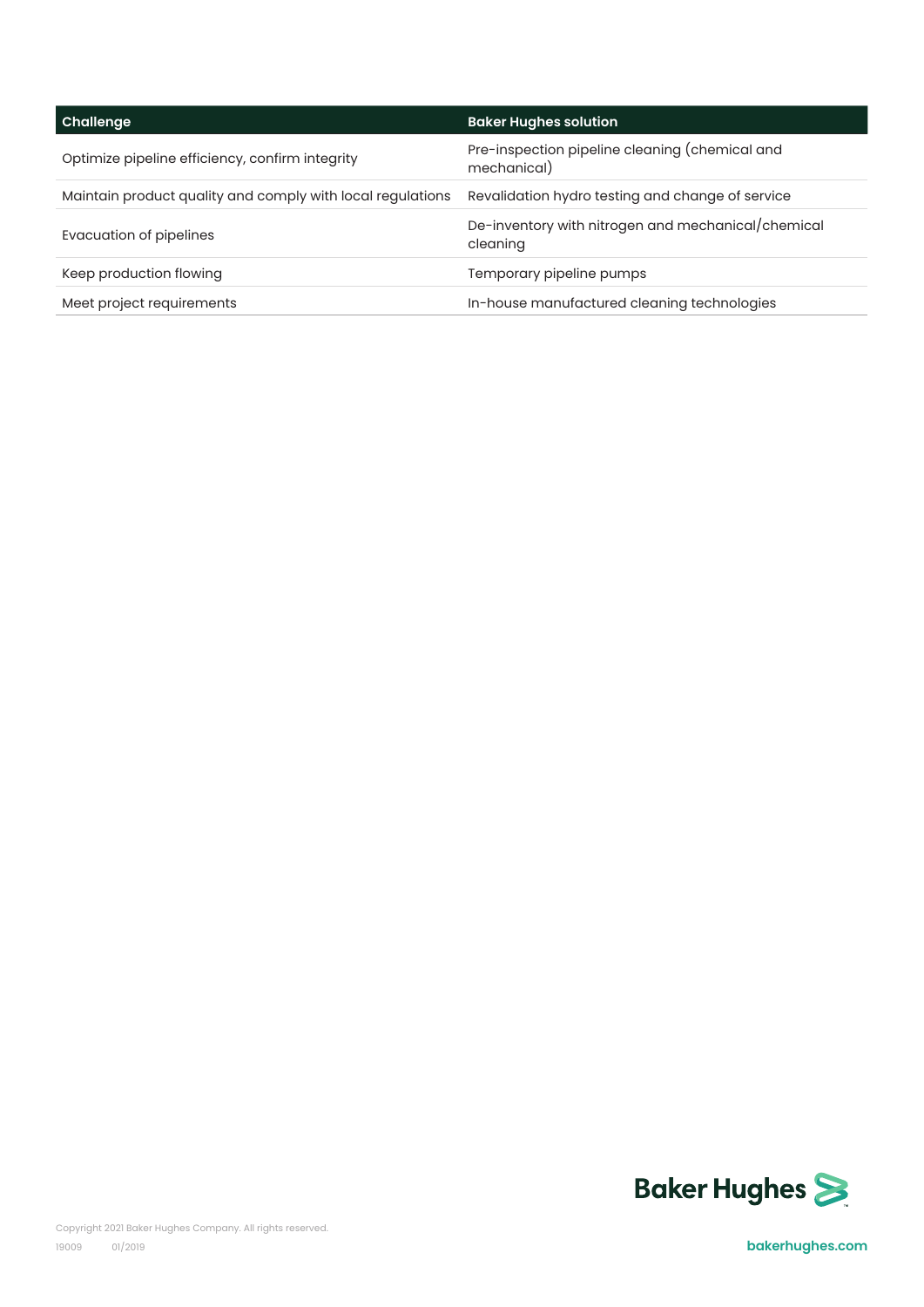| Challenge | Baker Hughes solution |
| --- | --- |
| Optimize pipeline efficiency, confirm integrity | Pre-inspection pipeline cleaning (chemical and mechanical) |
| Maintain product quality and comply with local regulations | Revalidation hydro testing and change of service |
| Evacuation of pipelines | De-inventory with nitrogen and mechanical/chemical cleaning |
| Keep production flowing | Temporary pipeline pumps |
| Meet project requirements | In-house manufactured cleaning technologies |

Baker Hughes

Copyright 2021 Baker Hughes Company. All rights reserved.

19009 01/2019

bakerhughes.com